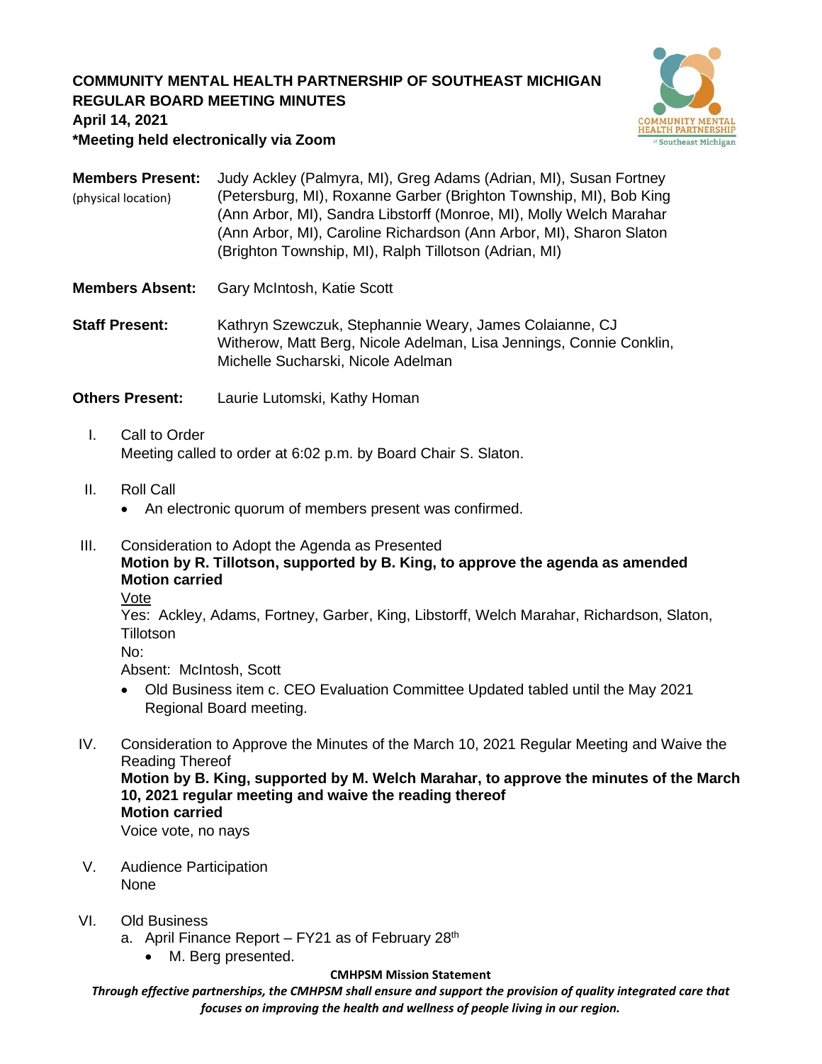**COMMUNITY MENTAL HEALTH PARTNERSHIP OF SOUTHEAST MICHIGAN**
**REGULAR BOARD MEETING MINUTES**
**April 14, 2021**
***Meeting held electronically via Zoom**

**Members Present:** (physical location) Judy Ackley (Palmyra, MI), Greg Adams (Adrian, MI), Susan Fortney (Petersburg, MI), Roxanne Garber (Brighton Township, MI), Bob King (Ann Arbor, MI), Sandra Libstorff (Monroe, MI), Molly Welch Marahar (Ann Arbor, MI), Caroline Richardson (Ann Arbor, MI), Sharon Slaton (Brighton Township, MI), Ralph Tillotson (Adrian, MI)

**Members Absent:** Gary McIntosh, Katie Scott

**Staff Present:** Kathryn Szewczuk, Stephannie Weary, James Colaianne, CJ Witherow, Matt Berg, Nicole Adelman, Lisa Jennings, Connie Conklin, Michelle Sucharski, Nicole Adelman

**Others Present:** Laurie Lutomski, Kathy Homan

I. Call to Order
Meeting called to order at 6:02 p.m. by Board Chair S. Slaton.

II. Roll Call
- An electronic quorum of members present was confirmed.

III. Consideration to Adopt the Agenda as Presented
**Motion by R. Tillotson, supported by B. King, to approve the agenda as amended**
**Motion carried**
Vote
Yes: Ackley, Adams, Fortney, Garber, King, Libstorff, Welch Marahar, Richardson, Slaton, Tillotson
No:
Absent: McIntosh, Scott
- Old Business item c. CEO Evaluation Committee Updated tabled until the May 2021 Regional Board meeting.

IV. Consideration to Approve the Minutes of the March 10, 2021 Regular Meeting and Waive the Reading Thereof
**Motion by B. King, supported by M. Welch Marahar, to approve the minutes of the March 10, 2021 regular meeting and waive the reading thereof**
**Motion carried**
Voice vote, no nays

V. Audience Participation
None

VI. Old Business
a. April Finance Report – FY21 as of February 28th
- M. Berg presented.

**CMHPSM Mission Statement**
*Through effective partnerships, the CMHPSM shall ensure and support the provision of quality integrated care that focuses on improving the health and wellness of people living in our region.*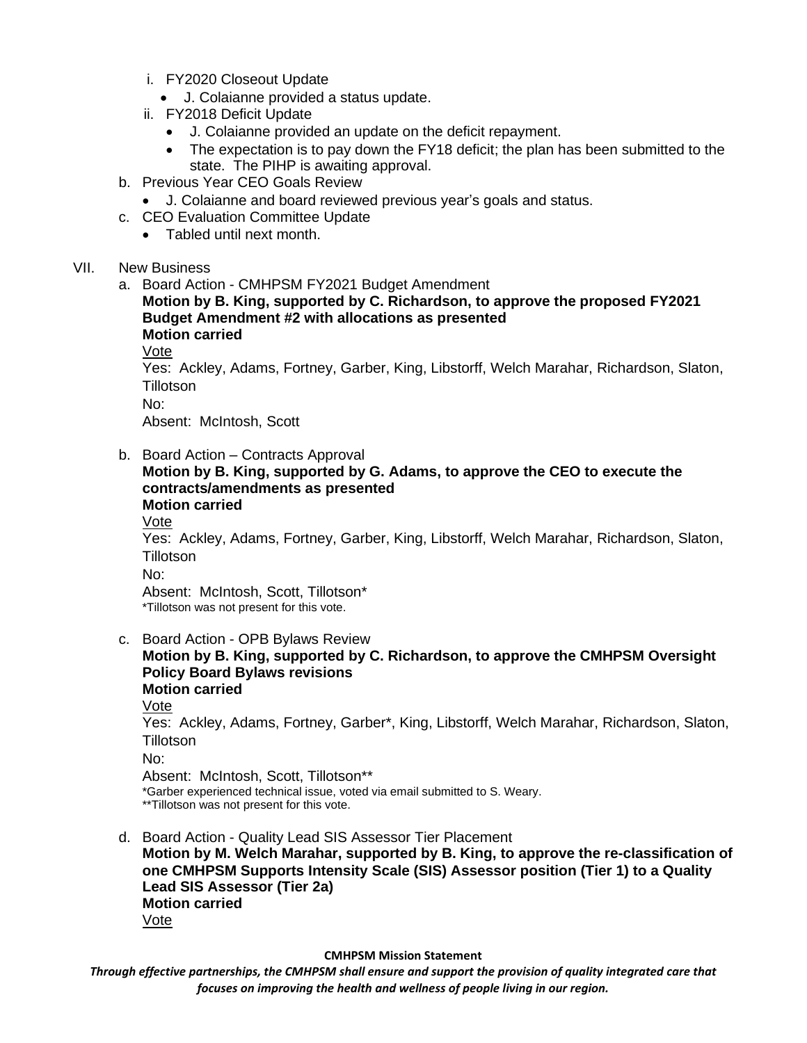i. FY2020 Closeout Update
   - J. Colaianne provided a status update.

ii. FY2018 Deficit Update
   - J. Colaianne provided an update on the deficit repayment.
   - The expectation is to pay down the FY18 deficit; the plan has been submitted to the state. The PIHP is awaiting approval.

b. Previous Year CEO Goals Review
   - J. Colaianne and board reviewed previous year's goals and status.

c. CEO Evaluation Committee Update
   - Tabled until next month.

VII. New Business

a. Board Action - CMHPSM FY2021 Budget Amendment

**Motion by B. King, supported by C. Richardson, to approve the proposed FY2021 Budget Amendment #2 with allocations as presented**
**Motion carried**

Vote
Yes: Ackley, Adams, Fortney, Garber, King, Libstorff, Welch Marahar, Richardson, Slaton, Tillotson
No:
Absent: McIntosh, Scott

b. Board Action – Contracts Approval

**Motion by B. King, supported by G. Adams, to approve the CEO to execute the contracts/amendments as presented**
**Motion carried**

Vote
Yes: Ackley, Adams, Fortney, Garber, King, Libstorff, Welch Marahar, Richardson, Slaton, Tillotson
No:
Absent: McIntosh, Scott, Tillotson*
*Tillotson was not present for this vote.

c. Board Action - OPB Bylaws Review

**Motion by B. King, supported by C. Richardson, to approve the CMHPSM Oversight Policy Board Bylaws revisions**
**Motion carried**

Vote
Yes: Ackley, Adams, Fortney, Garber*, King, Libstorff, Welch Marahar, Richardson, Slaton, Tillotson
No:
Absent: McIntosh, Scott, Tillotson**
*Garber experienced technical issue, voted via email submitted to S. Weary.
**Tillotson was not present for this vote.

d. Board Action - Quality Lead SIS Assessor Tier Placement

**Motion by M. Welch Marahar, supported by B. King, to approve the re-classification of one CMHPSM Supports Intensity Scale (SIS) Assessor position (Tier 1) to a Quality Lead SIS Assessor (Tier 2a)**
**Motion carried**

Vote

**CMHPSM Mission Statement**

***Through effective partnerships, the CMHPSM shall ensure and support the provision of quality integrated care that focuses on improving the health and wellness of people living in our region.***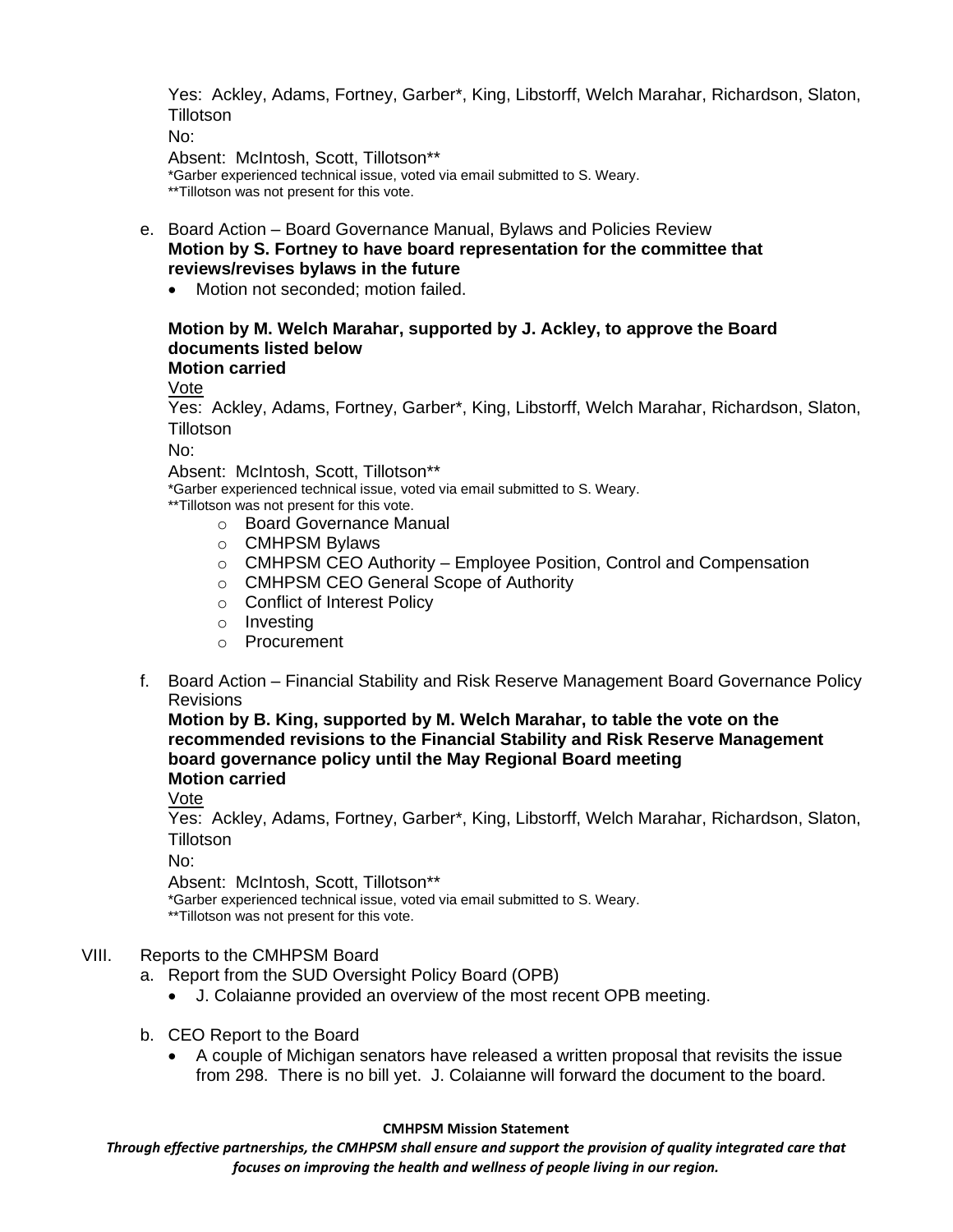Yes: Ackley, Adams, Fortney, Garber*, King, Libstorff, Welch Marahar, Richardson, Slaton, Tillotson

No:

Absent: McIntosh, Scott, Tillotson**

*Garber experienced technical issue, voted via email submitted to S. Weary.

**Tillotson was not present for this vote.

e. Board Action – Board Governance Manual, Bylaws and Policies Review

**Motion by S. Fortney to have board representation for the committee that reviews/revises bylaws in the future**

- Motion not seconded; motion failed.

**Motion by M. Welch Marahar, supported by J. Ackley, to approve the Board documents listed below**

**Motion carried**

Vote

Yes: Ackley, Adams, Fortney, Garber*, King, Libstorff, Welch Marahar, Richardson, Slaton, Tillotson

No:

Absent: McIntosh, Scott, Tillotson**

*Garber experienced technical issue, voted via email submitted to S. Weary.

**Tillotson was not present for this vote.

- Board Governance Manual
- CMHPSM Bylaws
- CMHPSM CEO Authority – Employee Position, Control and Compensation
- CMHPSM CEO General Scope of Authority
- Conflict of Interest Policy
- Investing
- Procurement

f. Board Action – Financial Stability and Risk Reserve Management Board Governance Policy Revisions

**Motion by B. King, supported by M. Welch Marahar, to table the vote on the recommended revisions to the Financial Stability and Risk Reserve Management board governance policy until the May Regional Board meeting**

**Motion carried**

Vote

Yes: Ackley, Adams, Fortney, Garber*, King, Libstorff, Welch Marahar, Richardson, Slaton, Tillotson

No:

Absent: McIntosh, Scott, Tillotson**

*Garber experienced technical issue, voted via email submitted to S. Weary.

**Tillotson was not present for this vote.

VIII. Reports to the CMHPSM Board

a. Report from the SUD Oversight Policy Board (OPB)

- J. Colaianne provided an overview of the most recent OPB meeting.

b. CEO Report to the Board

- A couple of Michigan senators have released a written proposal that revisits the issue from 298. There is no bill yet. J. Colaianne will forward the document to the board.

**CMHPSM Mission Statement**

***Through effective partnerships, the CMHPSM shall ensure and support the provision of quality integrated care that focuses on improving the health and wellness of people living in our region.***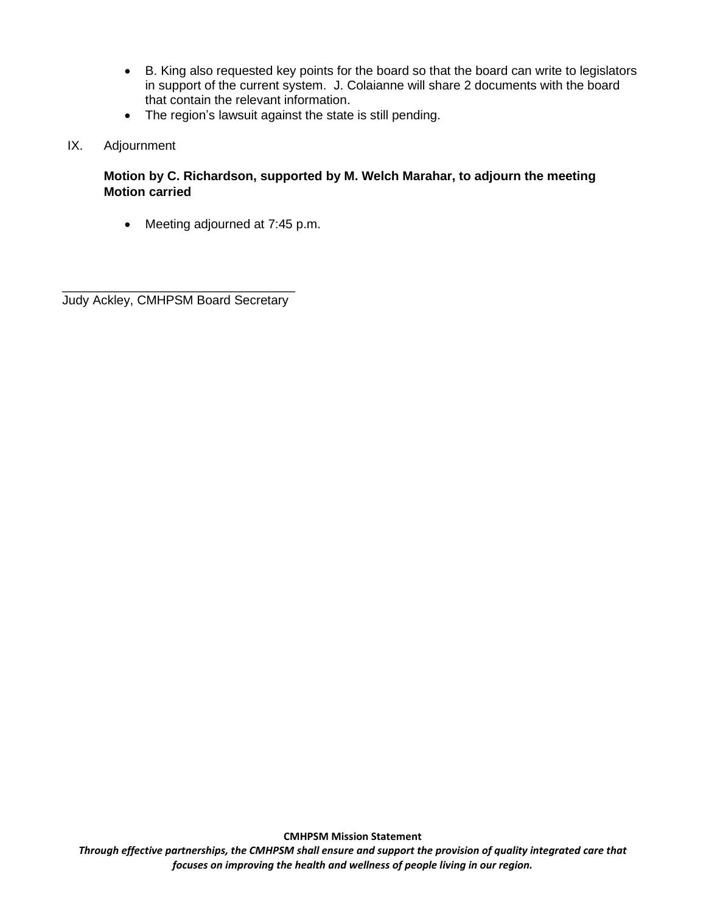- B. King also requested key points for the board so that the board can write to legislators in support of the current system. J. Colaianne will share 2 documents with the board that contain the relevant information.
- The region's lawsuit against the state is still pending.

IX. Adjournment

**Motion by C. Richardson, supported by M. Welch Marahar, to adjourn the meeting**
**Motion carried**

- Meeting adjourned at 7:45 p.m.

_________________________________
Judy Ackley, CMHPSM Board Secretary

**CMHPSM Mission Statement**

***Through effective partnerships, the CMHPSM shall ensure and support the provision of quality integrated care that focuses on improving the health and wellness of people living in our region.***